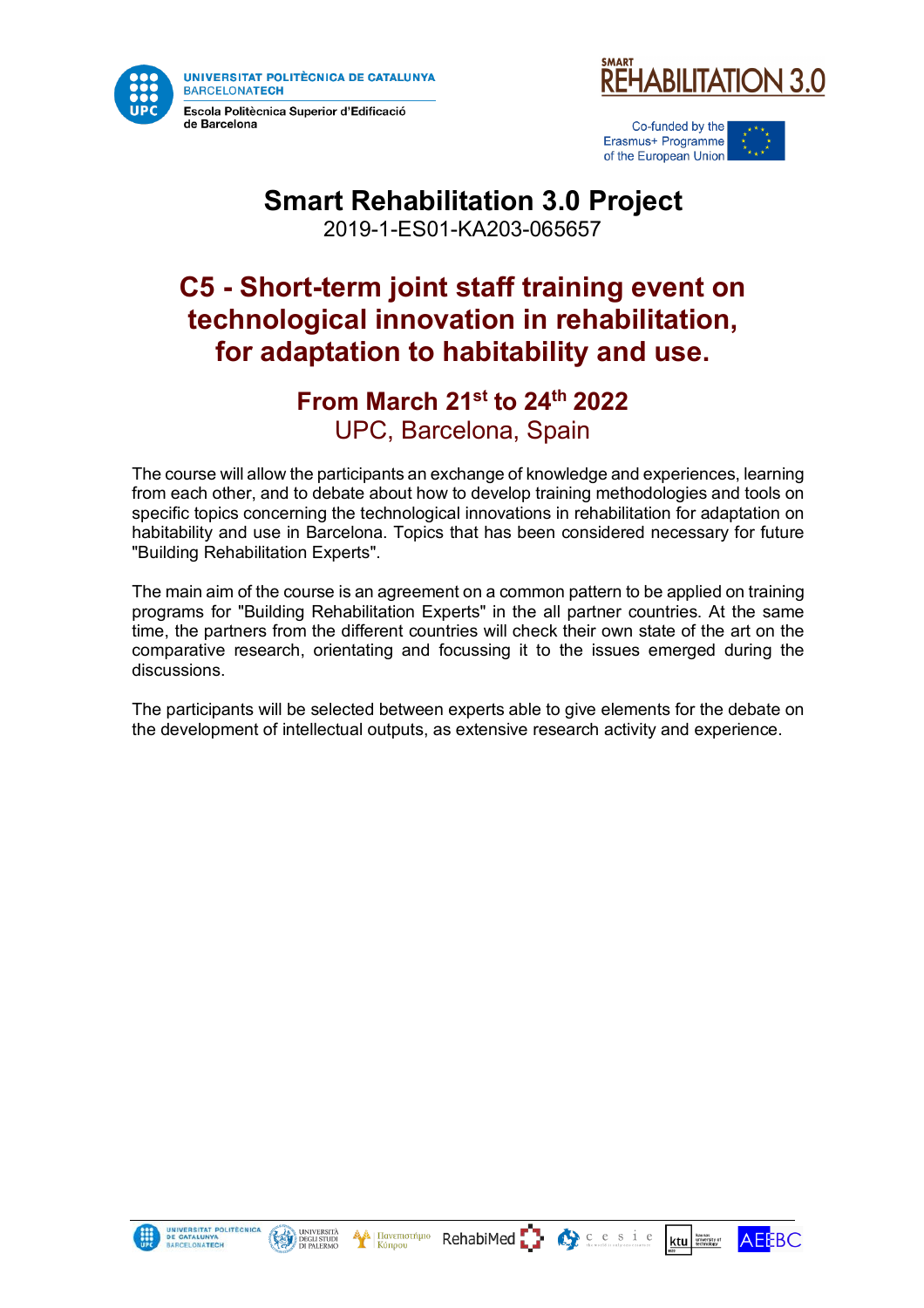UNIVERSITAT POLITÈCNICA DE CATALUNYA
BARCELONATECH
Escola Politècnica Superior d'Edificació de Barcelona

SMART REHABILITATION 3.0

Co-funded by the Erasmus+ Programme of the European Union

# Smart Rehabilitation 3.0 Project

2019-1-ES01-KA203-065657

## C5 - Short-term joint staff training event on technological innovation in rehabilitation, for adaptation to habitability and use.

### From March 21st to 24th 2022

UPC, Barcelona, Spain

The course will allow the participants an exchange of knowledge and experiences, learning from each other, and to debate about how to develop training methodologies and tools on specific topics concerning the technological innovations in rehabilitation for adaptation on habitability and use in Barcelona. Topics that has been considered necessary for future "Building Rehabilitation Experts".

The main aim of the course is an agreement on a common pattern to be applied on training programs for "Building Rehabilitation Experts" in the all partner countries. At the same time, the partners from the different countries will check their own state of the art on the comparative research, orientating and focussing it to the issues emerged during the discussions.

The participants will be selected between experts able to give elements for the debate on the development of intellectual outputs, as extensive research activity and experience.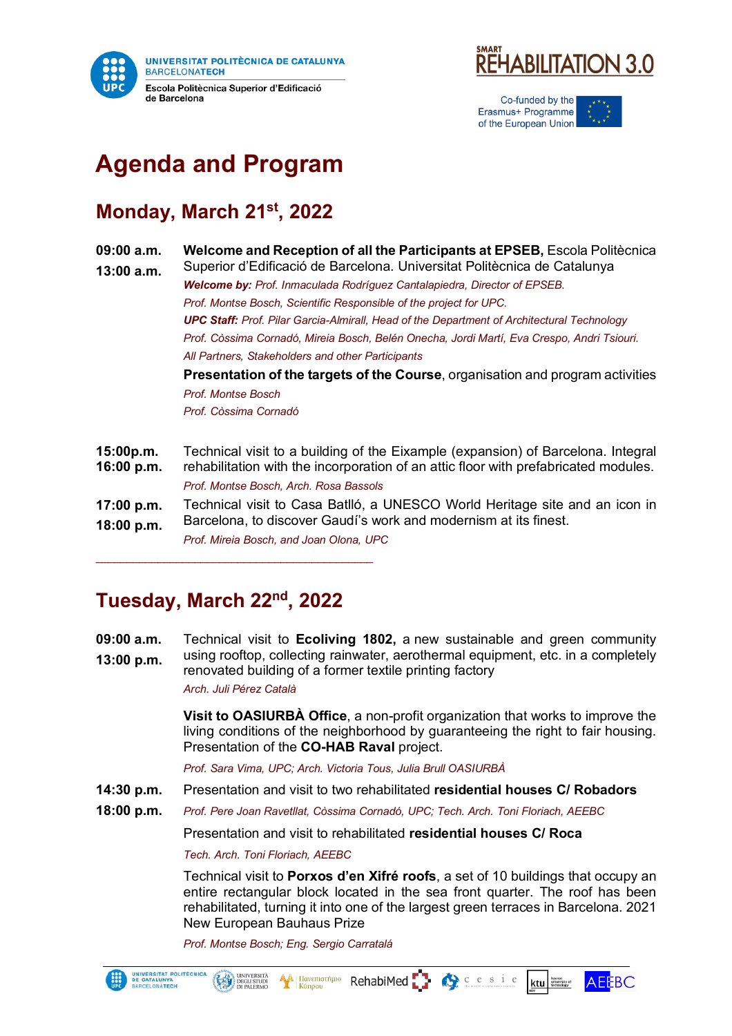# Agenda and Program

## Monday, March 21st, 2022

**09:00 a.m.**
**13:00 a.m.**

**Welcome and Reception of all the Participants at EPSEB,** Escola Politècnica Superior d'Edificació de Barcelona. Universitat Politècnica de Catalunya

***Welcome by:*** *Prof. Inmaculada Rodríguez Cantalapiedra, Director of EPSEB.*

*Prof. Montse Bosch, Scientific Responsible of the project for UPC.*

***UPC Staff:*** *Prof. Pilar Garcia-Almirall, Head of the Department of Architectural Technology*

*Prof. Còssima Cornadó, Mireia Bosch, Belén Onecha, Jordi Martí, Eva Crespo, Andri Tsiouri.*

*All Partners, Stakeholders and other Participants*

**Presentation of the targets of the Course**, organisation and program activities

*Prof. Montse Bosch*

*Prof. Còssima Cornadó*

**15:00p.m.**
**16:00 p.m.**

Technical visit to a building of the Eixample (expansion) of Barcelona. Integral rehabilitation with the incorporation of an attic floor with prefabricated modules.

*Prof. Montse Bosch, Arch. Rosa Bassols*

**17:00 p.m.**
**18:00 p.m.**

Technical visit to Casa Batlló, a UNESCO World Heritage site and an icon in Barcelona, to discover Gaudí's work and modernism at its finest.

*Prof. Mireia Bosch, and Joan Olona, UPC*

---

## Tuesday, March 22nd, 2022

**09:00 a.m.**
**13:00 p.m.**

Technical visit to **Ecoliving 1802,** a new sustainable and green community using rooftop, collecting rainwater, aerothermal equipment, etc. in a completely renovated building of a former textile printing factory

*Arch. Juli Pérez Català*

**Visit to OASIURBÀ Office**, a non-profit organization that works to improve the living conditions of the neighborhood by guaranteeing the right to fair housing. Presentation of the **CO-HAB Raval** project.

*Prof. Sara Vima, UPC; Arch. Victoria Tous, Julia Brull OASIURBÀ*

**14:30 p.m.**
**18:00 p.m.**

Presentation and visit to two rehabilitated **residential houses C/ Robadors**

*Prof. Pere Joan Ravetllat, Còssima Cornadó, UPC; Tech. Arch. Toni Floriach, AEEBC*

Presentation and visit to rehabilitated **residential houses C/ Roca**

*Tech. Arch. Toni Floriach, AEEBC*

Technical visit to **Porxos d'en Xifré roofs**, a set of 10 buildings that occupy an entire rectangular block located in the sea front quarter. The roof has been rehabilitated, turning it into one of the largest green terraces in Barcelona. 2021 New European Bauhaus Prize

*Prof. Montse Bosch; Eng. Sergio Carratalá*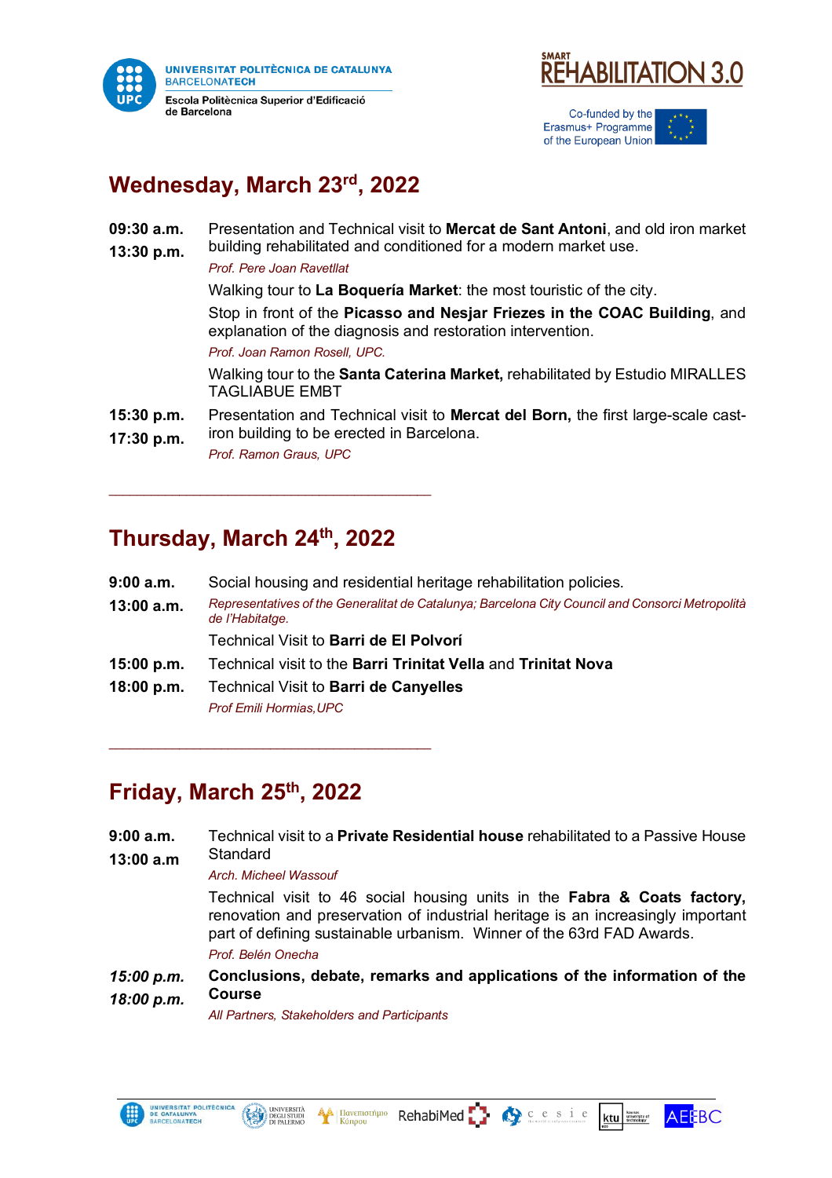## Wednesday, March 23rd, 2022

**09:30 a.m.**
**13:30 p.m.**

Presentation and Technical visit to **Mercat de Sant Antoni**, and old iron market building rehabilitated and conditioned for a modern market use.

*Prof. Pere Joan Ravetllat*

Walking tour to **La Boquería Market**: the most touristic of the city.

Stop in front of the **Picasso and Nesjar Friezes in the COAC Building**, and explanation of the diagnosis and restoration intervention.

*Prof. Joan Ramon Rosell, UPC.*

Walking tour to the **Santa Caterina Market,** rehabilitated by Estudio MIRALLES TAGLIABUE EMBT

**15:30 p.m.**
**17:30 p.m.**

Presentation and Technical visit to **Mercat del Born,** the first large-scale cast-iron building to be erected in Barcelona.

*Prof. Ramon Graus, UPC*

---

## Thursday, March 24th, 2022

**9:00 a.m.**
**13:00 a.m.**

Social housing and residential heritage rehabilitation policies.

*Representatives of the Generalitat de Catalunya; Barcelona City Council and Consorci Metropolità de l'Habitatge.*

Technical Visit to **Barri de El Polvorí**

**15:00 p.m.** Technical visit to the **Barri Trinitat Vella** and **Trinitat Nova**

**18:00 p.m.** Technical Visit to **Barri de Canyelles**

*Prof Emili Hormias,UPC*

---

## Friday, March 25th, 2022

**9:00 a.m.**
**13:00 a.m**

Technical visit to a **Private Residential house** rehabilitated to a Passive House Standard

*Arch. Micheel Wassouf*

Technical visit to 46 social housing units in the **Fabra & Coats factory,** renovation and preservation of industrial heritage is an increasingly important part of defining sustainable urbanism. Winner of the 63rd FAD Awards.

*Prof. Belén Onecha*

***15:00 p.m.***
***18:00 p.m.***

**Conclusions, debate, remarks and applications of the information of the Course**

*All Partners, Stakeholders and Participants*